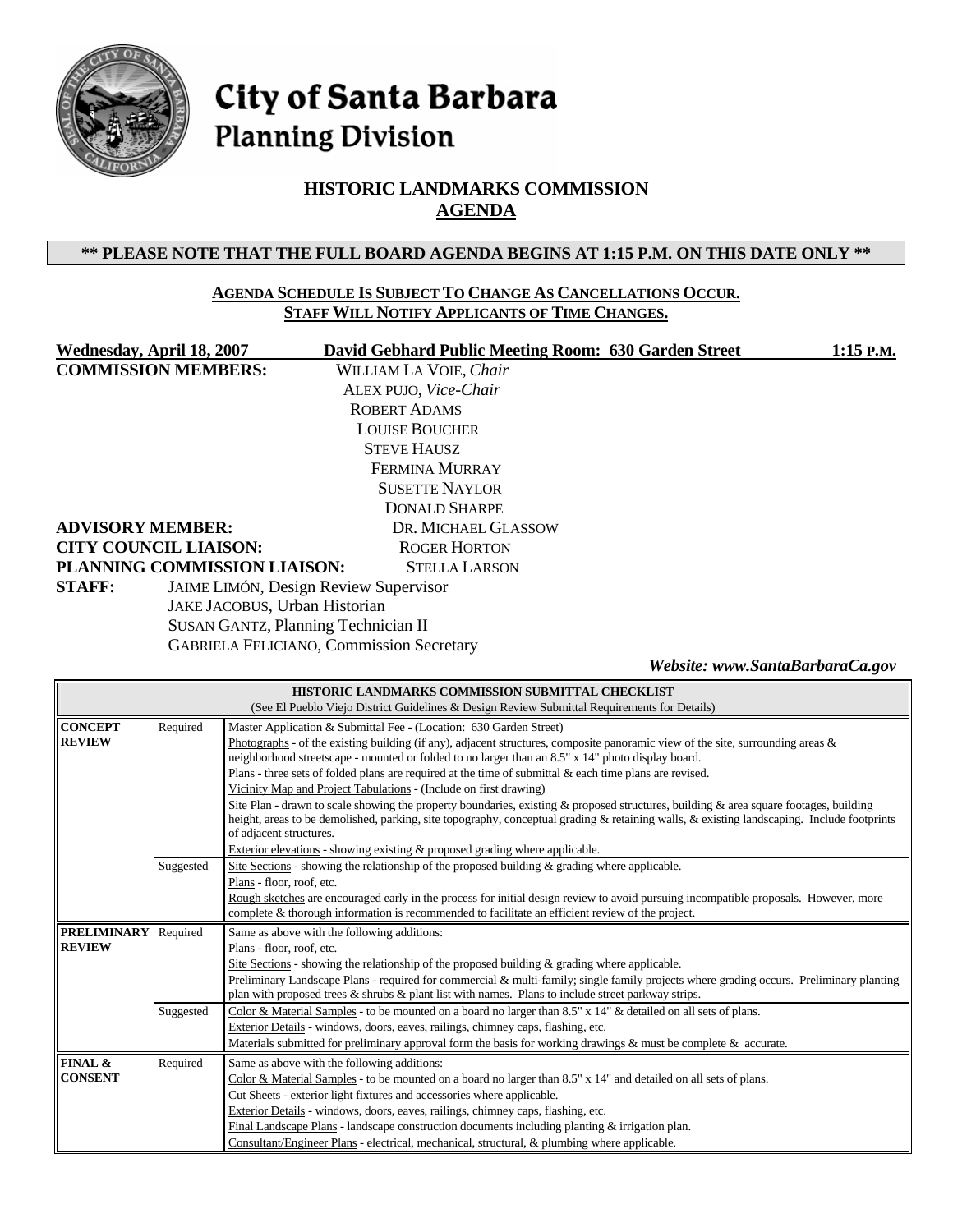# City of Santa Barbara
## Planning Division

## HISTORIC LANDMARKS COMMISSION
## AGENDA

**\*\* PLEASE NOTE THAT THE FULL BOARD AGENDA BEGINS AT 1:15 P.M. ON THIS DATE ONLY \*\***

**AGENDA SCHEDULE IS SUBJECT TO CHANGE AS CANCELLATIONS OCCUR.**
**STAFF WILL NOTIFY APPLICANTS OF TIME CHANGES.**

**Wednesday, April 18, 2007** **David Gebhard Public Meeting Room: 630 Garden Street** **1:15 P.M.**

**COMMISSION MEMBERS:**
WILLIAM LA VOIE, *Chair*
ALEX PUJO, *Vice-Chair*
ROBERT ADAMS
LOUISE BOUCHER
STEVE HAUSZ
FERMINA MURRAY
SUSETTE NAYLOR
DONALD SHARPE

**ADVISORY MEMBER:** DR. MICHAEL GLASSOW

**CITY COUNCIL LIAISON:** ROGER HORTON

**PLANNING COMMISSION LIAISON:** STELLA LARSON

**STAFF:**
JAIME LIMÓN, Design Review Supervisor
JAKE JACOBUS, Urban Historian
SUSAN GANTZ, Planning Technician II
GABRIELA FELICIANO, Commission Secretary

*Website: www.SantaBarbaraCa.gov*

| HISTORIC LANDMARKS COMMISSION SUBMITTAL CHECKLIST (See El Pueblo Viejo District Guidelines & Design Review Submittal Requirements for Details) | | |
|---|---|---|
| **CONCEPT REVIEW** | Required | Master Application & Submittal Fee - (Location: 630 Garden Street)<br>Photographs - of the existing building (if any), adjacent structures, composite panoramic view of the site, surrounding areas & neighborhood streetscape - mounted or folded to no larger than an 8.5" x 14" photo display board.<br>Plans - three sets of folded plans are required at the time of submittal & each time plans are revised.<br>Vicinity Map and Project Tabulations - (Include on first drawing)<br>Site Plan - drawn to scale showing the property boundaries, existing & proposed structures, building & area square footages, building height, areas to be demolished, parking, site topography, conceptual grading & retaining walls, & existing landscaping. Include footprints of adjacent structures.<br>Exterior elevations - showing existing & proposed grading where applicable. |
| | Suggested | Site Sections - showing the relationship of the proposed building & grading where applicable.<br>Plans - floor, roof, etc.<br>Rough sketches are encouraged early in the process for initial design review to avoid pursuing incompatible proposals. However, more complete & thorough information is recommended to facilitate an efficient review of the project. |
| **PRELIMINARY REVIEW** | Required | Same as above with the following additions:<br>Plans - floor, roof, etc.<br>Site Sections - showing the relationship of the proposed building & grading where applicable.<br>Preliminary Landscape Plans - required for commercial & multi-family; single family projects where grading occurs. Preliminary planting plan with proposed trees & shrubs & plant list with names. Plans to include street parkway strips. |
| | Suggested | Color & Material Samples - to be mounted on a board no larger than 8.5" x 14" & detailed on all sets of plans.<br>Exterior Details - windows, doors, eaves, railings, chimney caps, flashing, etc.<br>Materials submitted for preliminary approval form the basis for working drawings & must be complete & accurate. |
| **FINAL & CONSENT** | Required | Same as above with the following additions:<br>Color & Material Samples - to be mounted on a board no larger than 8.5" x 14" and detailed on all sets of plans.<br>Cut Sheets - exterior light fixtures and accessories where applicable.<br>Exterior Details - windows, doors, eaves, railings, chimney caps, flashing, etc.<br>Final Landscape Plans - landscape construction documents including planting & irrigation plan.<br>Consultant/Engineer Plans - electrical, mechanical, structural, & plumbing where applicable. |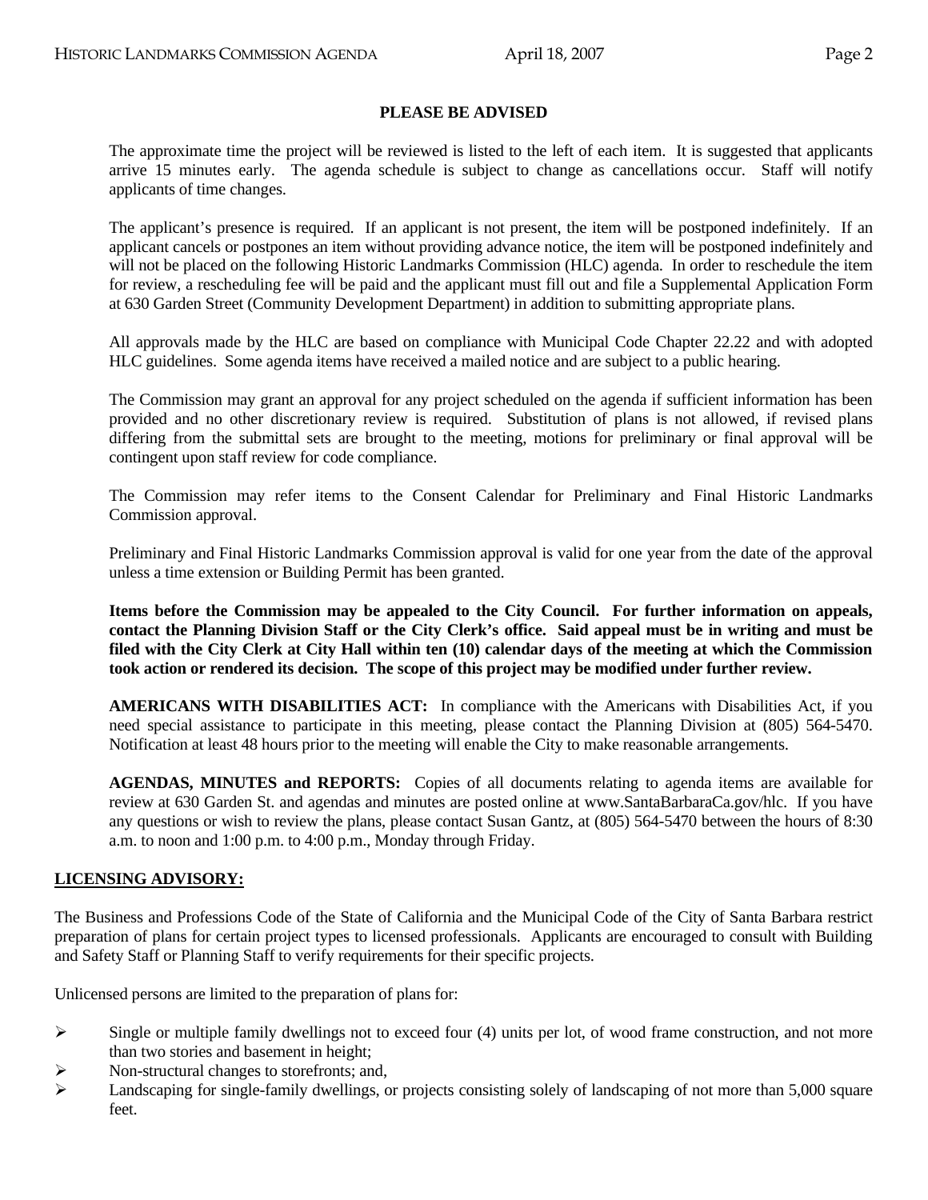**PLEASE BE ADVISED**

The approximate time the project will be reviewed is listed to the left of each item. It is suggested that applicants arrive 15 minutes early. The agenda schedule is subject to change as cancellations occur. Staff will notify applicants of time changes.

The applicant's presence is required. If an applicant is not present, the item will be postponed indefinitely. If an applicant cancels or postpones an item without providing advance notice, the item will be postponed indefinitely and will not be placed on the following Historic Landmarks Commission (HLC) agenda. In order to reschedule the item for review, a rescheduling fee will be paid and the applicant must fill out and file a Supplemental Application Form at 630 Garden Street (Community Development Department) in addition to submitting appropriate plans.

All approvals made by the HLC are based on compliance with Municipal Code Chapter 22.22 and with adopted HLC guidelines. Some agenda items have received a mailed notice and are subject to a public hearing.

The Commission may grant an approval for any project scheduled on the agenda if sufficient information has been provided and no other discretionary review is required. Substitution of plans is not allowed, if revised plans differing from the submittal sets are brought to the meeting, motions for preliminary or final approval will be contingent upon staff review for code compliance.

The Commission may refer items to the Consent Calendar for Preliminary and Final Historic Landmarks Commission approval.

Preliminary and Final Historic Landmarks Commission approval is valid for one year from the date of the approval unless a time extension or Building Permit has been granted.

**Items before the Commission may be appealed to the City Council. For further information on appeals, contact the Planning Division Staff or the City Clerk's office. Said appeal must be in writing and must be filed with the City Clerk at City Hall within ten (10) calendar days of the meeting at which the Commission took action or rendered its decision. The scope of this project may be modified under further review.**

**AMERICANS WITH DISABILITIES ACT:** In compliance with the Americans with Disabilities Act, if you need special assistance to participate in this meeting, please contact the Planning Division at (805) 564-5470. Notification at least 48 hours prior to the meeting will enable the City to make reasonable arrangements.

**AGENDAS, MINUTES and REPORTS:** Copies of all documents relating to agenda items are available for review at 630 Garden St. and agendas and minutes are posted online at www.SantaBarbaraCa.gov/hlc. If you have any questions or wish to review the plans, please contact Susan Gantz, at (805) 564-5470 between the hours of 8:30 a.m. to noon and 1:00 p.m. to 4:00 p.m., Monday through Friday.

## LICENSING ADVISORY:

The Business and Professions Code of the State of California and the Municipal Code of the City of Santa Barbara restrict preparation of plans for certain project types to licensed professionals. Applicants are encouraged to consult with Building and Safety Staff or Planning Staff to verify requirements for their specific projects.

Unlicensed persons are limited to the preparation of plans for:

- Single or multiple family dwellings not to exceed four (4) units per lot, of wood frame construction, and not more than two stories and basement in height;
- Non-structural changes to storefronts; and,
- Landscaping for single-family dwellings, or projects consisting solely of landscaping of not more than 5,000 square feet.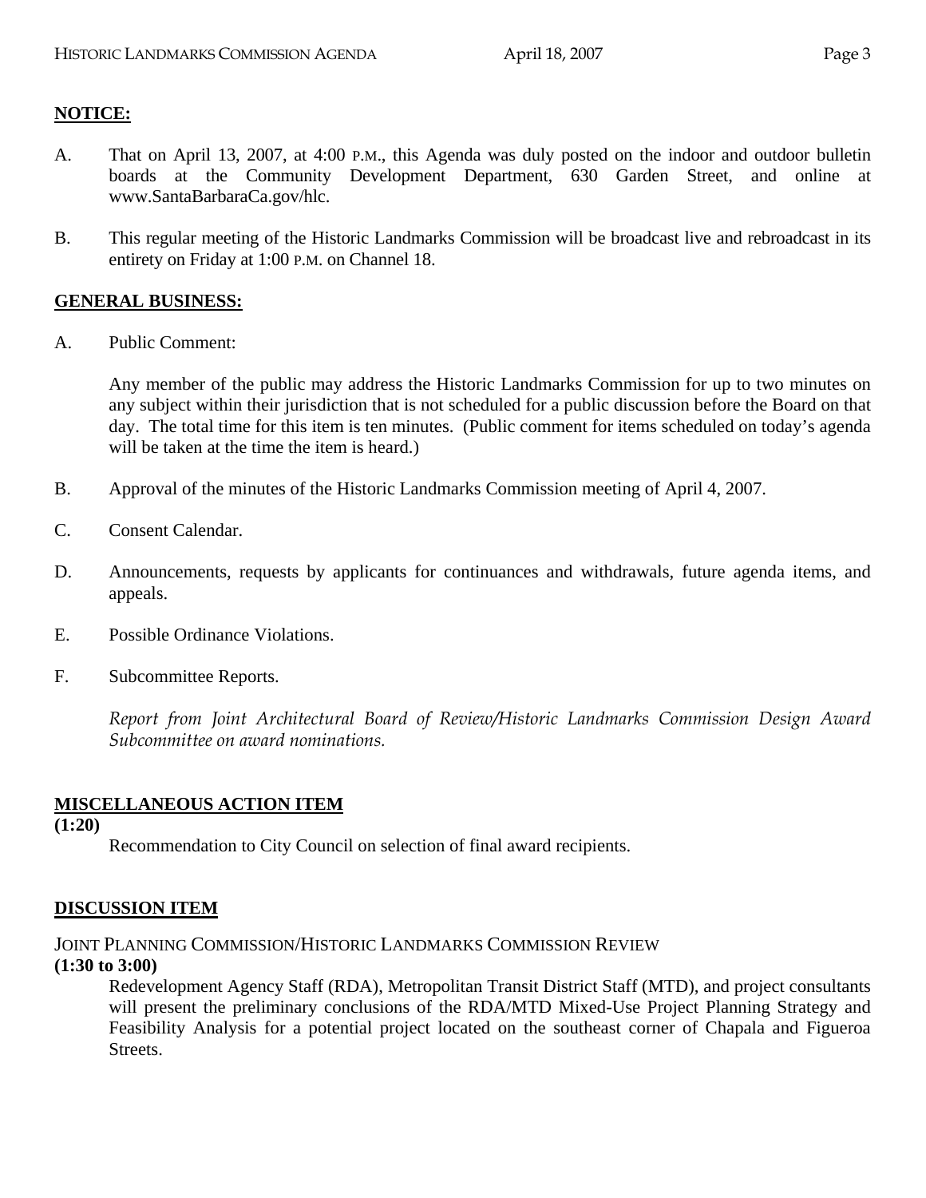## NOTICE:

A. That on April 13, 2007, at 4:00 P.M., this Agenda was duly posted on the indoor and outdoor bulletin boards at the Community Development Department, 630 Garden Street, and online at www.SantaBarbaraCa.gov/hlc.

B. This regular meeting of the Historic Landmarks Commission will be broadcast live and rebroadcast in its entirety on Friday at 1:00 P.M. on Channel 18.

## GENERAL BUSINESS:

A. Public Comment:

Any member of the public may address the Historic Landmarks Commission for up to two minutes on any subject within their jurisdiction that is not scheduled for a public discussion before the Board on that day. The total time for this item is ten minutes. (Public comment for items scheduled on today's agenda will be taken at the time the item is heard.)

B. Approval of the minutes of the Historic Landmarks Commission meeting of April 4, 2007.

C. Consent Calendar.

D. Announcements, requests by applicants for continuances and withdrawals, future agenda items, and appeals.

E. Possible Ordinance Violations.

F. Subcommittee Reports.

*Report from Joint Architectural Board of Review/Historic Landmarks Commission Design Award Subcommittee on award nominations.*

## MISCELLANEOUS ACTION ITEM

**(1:20)**

Recommendation to City Council on selection of final award recipients.

## DISCUSSION ITEM

JOINT PLANNING COMMISSION/HISTORIC LANDMARKS COMMISSION REVIEW

**(1:30 to 3:00)**

Redevelopment Agency Staff (RDA), Metropolitan Transit District Staff (MTD), and project consultants will present the preliminary conclusions of the RDA/MTD Mixed-Use Project Planning Strategy and Feasibility Analysis for a potential project located on the southeast corner of Chapala and Figueroa Streets.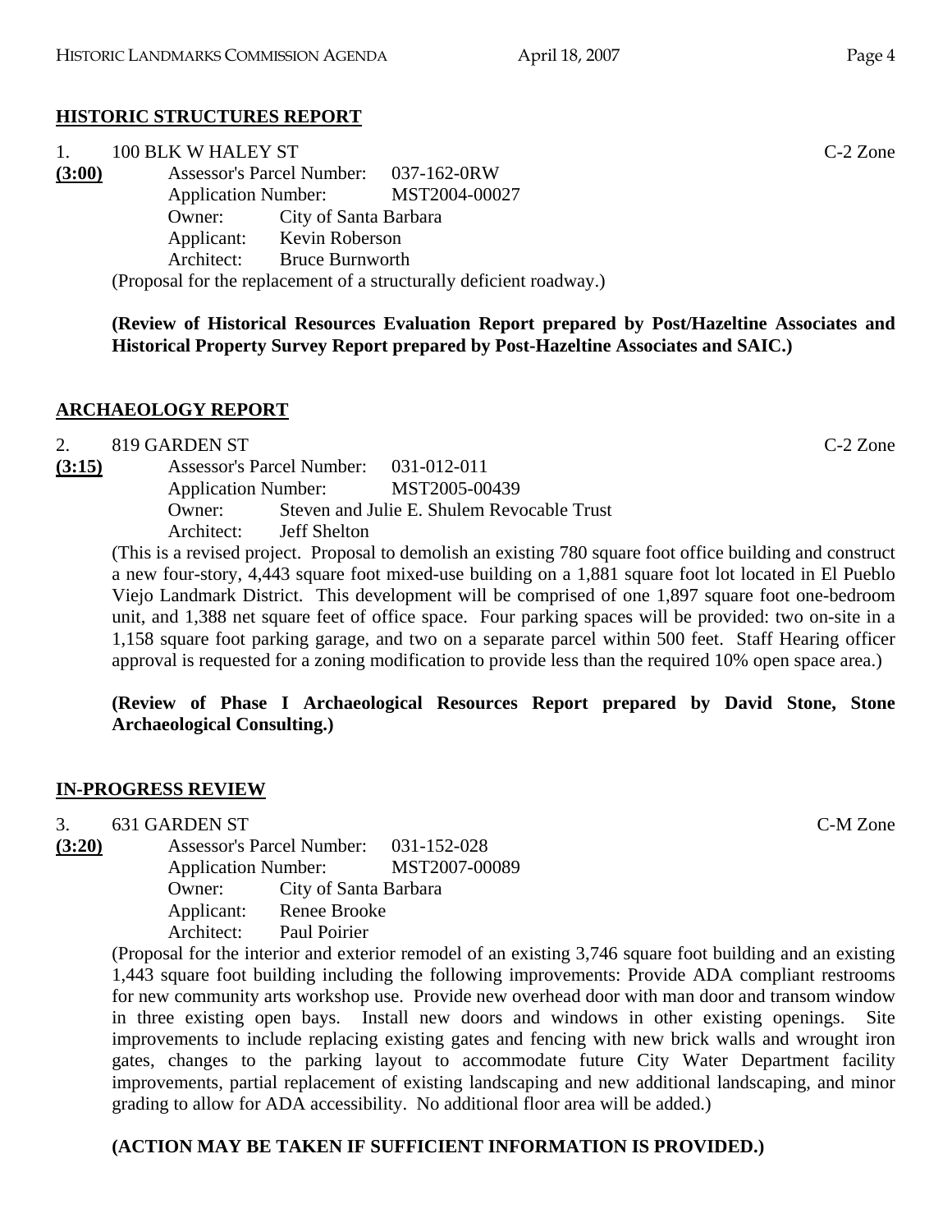## HISTORIC STRUCTURES REPORT

1. 100 BLK W HALEY ST C-2 Zone

**(3:00)**
Assessor's Parcel Number: 037-162-0RW
Application Number: MST2004-00027
Owner: City of Santa Barbara
Applicant: Kevin Roberson
Architect: Bruce Burnworth

(Proposal for the replacement of a structurally deficient roadway.)

**(Review of Historical Resources Evaluation Report prepared by Post/Hazeltine Associates and Historical Property Survey Report prepared by Post-Hazeltine Associates and SAIC.)**

## ARCHAEOLOGY REPORT

2. 819 GARDEN ST C-2 Zone

**(3:15)**
Assessor's Parcel Number: 031-012-011
Application Number: MST2005-00439
Owner: Steven and Julie E. Shulem Revocable Trust
Architect: Jeff Shelton

(This is a revised project. Proposal to demolish an existing 780 square foot office building and construct a new four-story, 4,443 square foot mixed-use building on a 1,881 square foot lot located in El Pueblo Viejo Landmark District. This development will be comprised of one 1,897 square foot one-bedroom unit, and 1,388 net square feet of office space. Four parking spaces will be provided: two on-site in a 1,158 square foot parking garage, and two on a separate parcel within 500 feet. Staff Hearing officer approval is requested for a zoning modification to provide less than the required 10% open space area.)

**(Review of Phase I Archaeological Resources Report prepared by David Stone, Stone Archaeological Consulting.)**

## IN-PROGRESS REVIEW

3. 631 GARDEN ST C-M Zone

**(3:20)**
Assessor's Parcel Number: 031-152-028
Application Number: MST2007-00089
Owner: City of Santa Barbara
Applicant: Renee Brooke
Architect: Paul Poirier

(Proposal for the interior and exterior remodel of an existing 3,746 square foot building and an existing 1,443 square foot building including the following improvements: Provide ADA compliant restrooms for new community arts workshop use. Provide new overhead door with man door and transom window in three existing open bays. Install new doors and windows in other existing openings. Site improvements to include replacing existing gates and fencing with new brick walls and wrought iron gates, changes to the parking layout to accommodate future City Water Department facility improvements, partial replacement of existing landscaping and new additional landscaping, and minor grading to allow for ADA accessibility. No additional floor area will be added.)

**(ACTION MAY BE TAKEN IF SUFFICIENT INFORMATION IS PROVIDED.)**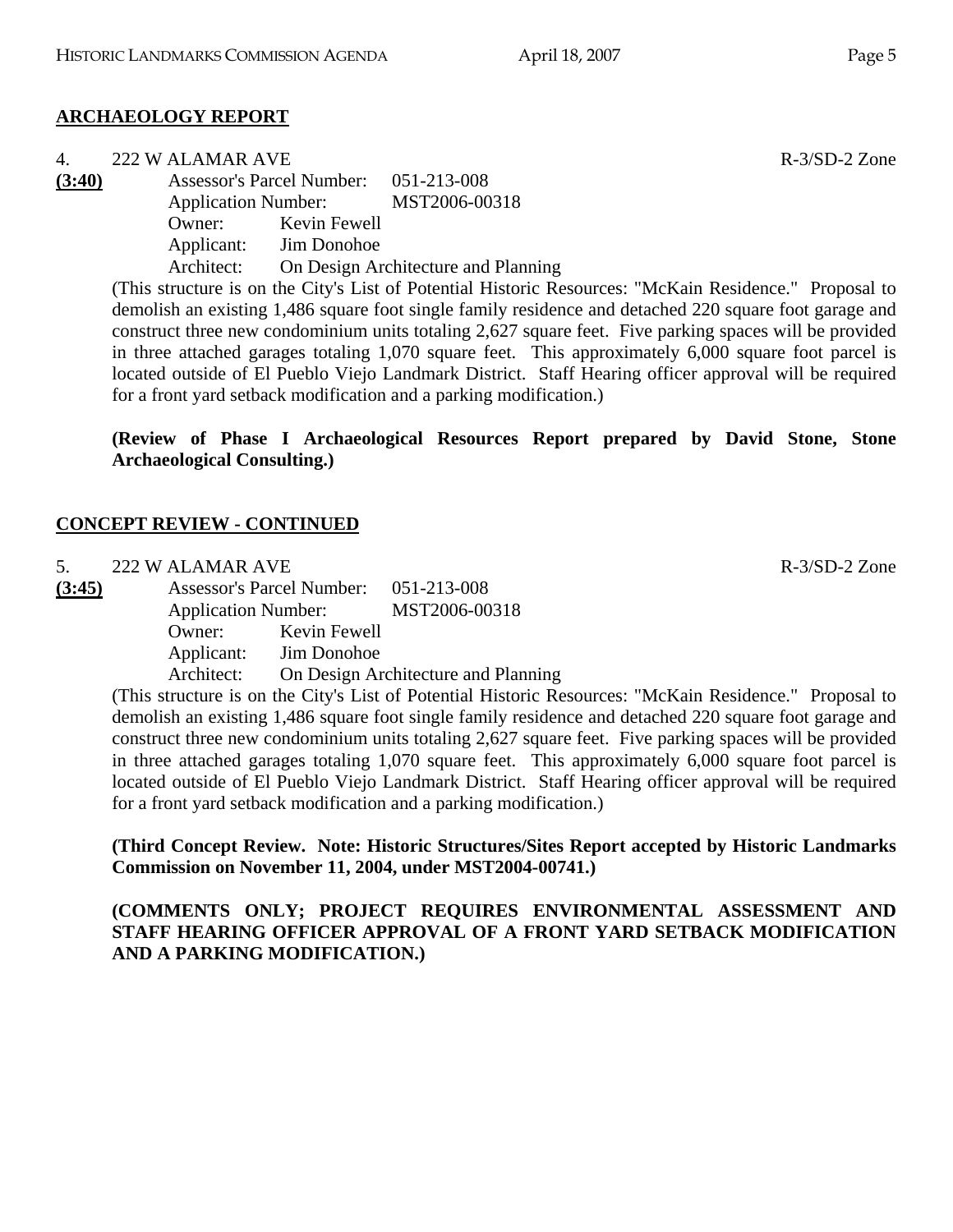## ARCHAEOLOGY REPORT

4. 222 W ALAMAR AVE R-3/SD-2 Zone

**(3:40)**

Assessor's Parcel Number: 051-213-008
Application Number: MST2006-00318
Owner: Kevin Fewell
Applicant: Jim Donohoe
Architect: On Design Architecture and Planning

(This structure is on the City's List of Potential Historic Resources: "McKain Residence." Proposal to demolish an existing 1,486 square foot single family residence and detached 220 square foot garage and construct three new condominium units totaling 2,627 square feet. Five parking spaces will be provided in three attached garages totaling 1,070 square feet. This approximately 6,000 square foot parcel is located outside of El Pueblo Viejo Landmark District. Staff Hearing officer approval will be required for a front yard setback modification and a parking modification.)

**(Review of Phase I Archaeological Resources Report prepared by David Stone, Stone Archaeological Consulting.)**

## CONCEPT REVIEW - CONTINUED

5. 222 W ALAMAR AVE R-3/SD-2 Zone

**(3:45)**

Assessor's Parcel Number: 051-213-008
Application Number: MST2006-00318
Owner: Kevin Fewell
Applicant: Jim Donohoe
Architect: On Design Architecture and Planning

(This structure is on the City's List of Potential Historic Resources: "McKain Residence." Proposal to demolish an existing 1,486 square foot single family residence and detached 220 square foot garage and construct three new condominium units totaling 2,627 square feet. Five parking spaces will be provided in three attached garages totaling 1,070 square feet. This approximately 6,000 square foot parcel is located outside of El Pueblo Viejo Landmark District. Staff Hearing officer approval will be required for a front yard setback modification and a parking modification.)

**(Third Concept Review. Note: Historic Structures/Sites Report accepted by Historic Landmarks Commission on November 11, 2004, under MST2004-00741.)**

**(COMMENTS ONLY; PROJECT REQUIRES ENVIRONMENTAL ASSESSMENT AND STAFF HEARING OFFICER APPROVAL OF A FRONT YARD SETBACK MODIFICATION AND A PARKING MODIFICATION.)**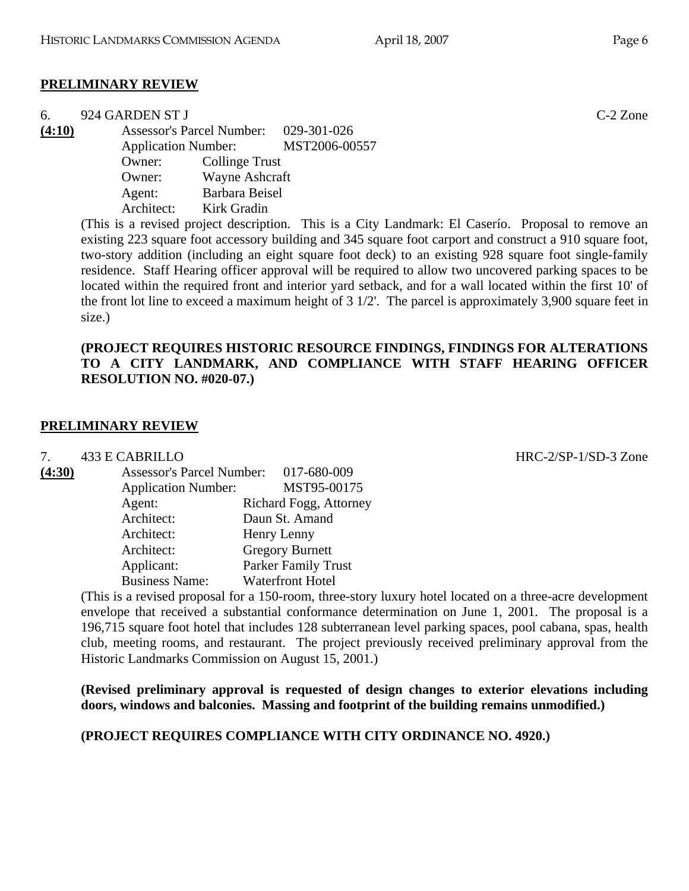**PRELIMINARY REVIEW**

6. 924 GARDEN ST J — C-2 Zone

**(4:10)**

Assessor's Parcel Number: 029-301-026
Application Number: MST2006-00557
Owner: Collinge Trust
Owner: Wayne Ashcraft
Agent: Barbara Beisel
Architect: Kirk Gradin

(This is a revised project description. This is a City Landmark: El Caserío. Proposal to remove an existing 223 square foot accessory building and 345 square foot carport and construct a 910 square foot, two-story addition (including an eight square foot deck) to an existing 928 square foot single-family residence. Staff Hearing officer approval will be required to allow two uncovered parking spaces to be located within the required front and interior yard setback, and for a wall located within the first 10' of the front lot line to exceed a maximum height of 3 1/2'. The parcel is approximately 3,900 square feet in size.)

**(PROJECT REQUIRES HISTORIC RESOURCE FINDINGS, FINDINGS FOR ALTERATIONS TO A CITY LANDMARK, AND COMPLIANCE WITH STAFF HEARING OFFICER RESOLUTION NO. #020-07.)**

**PRELIMINARY REVIEW**

7. 433 E CABRILLO — HRC-2/SP-1/SD-3 Zone

**(4:30)**

Assessor's Parcel Number: 017-680-009
Application Number: MST95-00175
Agent: Richard Fogg, Attorney
Architect: Daun St. Amand
Architect: Henry Lenny
Architect: Gregory Burnett
Applicant: Parker Family Trust
Business Name: Waterfront Hotel

(This is a revised proposal for a 150-room, three-story luxury hotel located on a three-acre development envelope that received a substantial conformance determination on June 1, 2001. The proposal is a 196,715 square foot hotel that includes 128 subterranean level parking spaces, pool cabana, spas, health club, meeting rooms, and restaurant. The project previously received preliminary approval from the Historic Landmarks Commission on August 15, 2001.)

**(Revised preliminary approval is requested of design changes to exterior elevations including doors, windows and balconies. Massing and footprint of the building remains unmodified.)**

**(PROJECT REQUIRES COMPLIANCE WITH CITY ORDINANCE NO. 4920.)**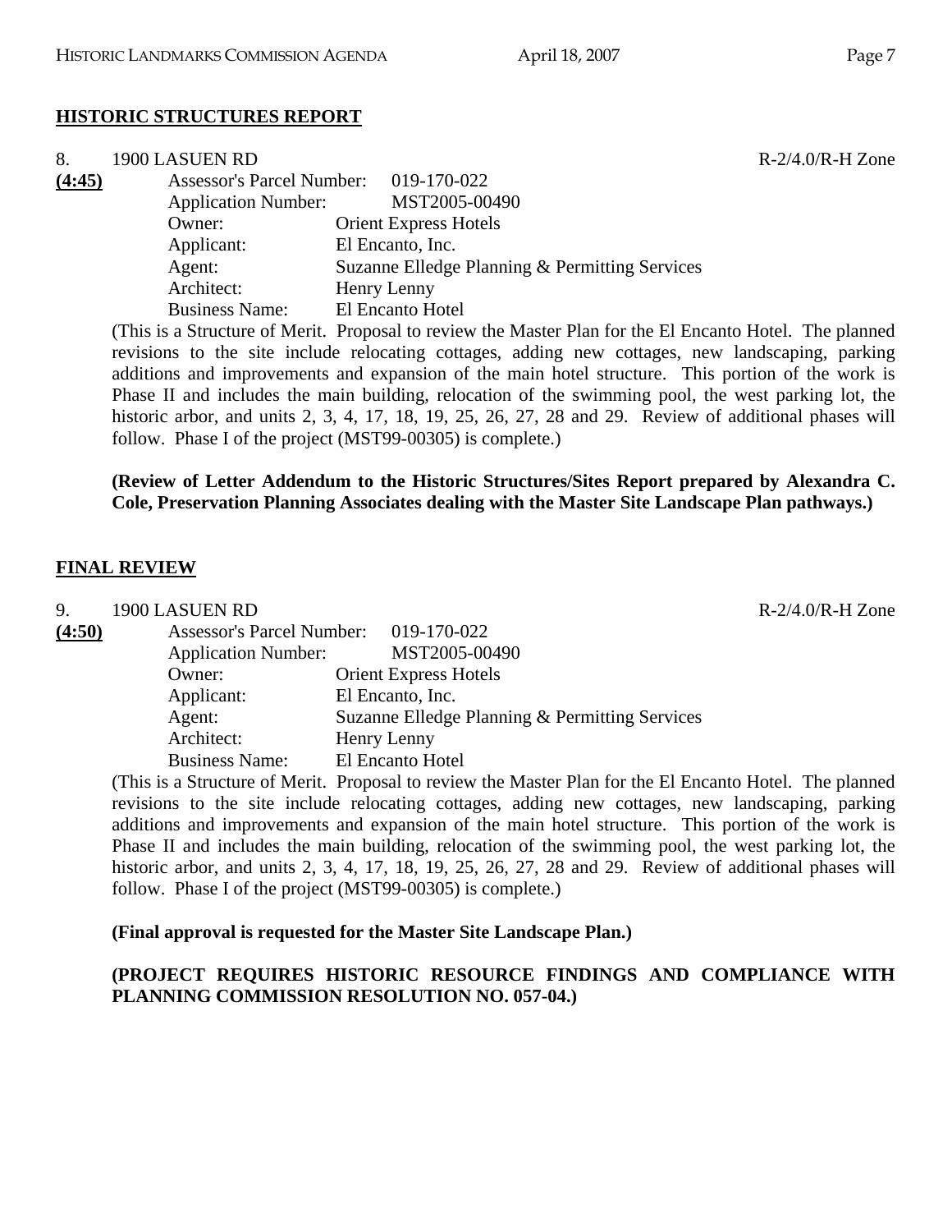## HISTORIC STRUCTURES REPORT

8. 1900 LASUEN RD — R-2/4.0/R-H Zone

**(4:45)**

Assessor's Parcel Number: 019-170-022
Application Number: MST2005-00490
Owner: Orient Express Hotels
Applicant: El Encanto, Inc.
Agent: Suzanne Elledge Planning & Permitting Services
Architect: Henry Lenny
Business Name: El Encanto Hotel

(This is a Structure of Merit. Proposal to review the Master Plan for the El Encanto Hotel. The planned revisions to the site include relocating cottages, adding new cottages, new landscaping, parking additions and improvements and expansion of the main hotel structure. This portion of the work is Phase II and includes the main building, relocation of the swimming pool, the west parking lot, the historic arbor, and units 2, 3, 4, 17, 18, 19, 25, 26, 27, 28 and 29. Review of additional phases will follow. Phase I of the project (MST99-00305) is complete.)

**(Review of Letter Addendum to the Historic Structures/Sites Report prepared by Alexandra C. Cole, Preservation Planning Associates dealing with the Master Site Landscape Plan pathways.)**

## FINAL REVIEW

9. 1900 LASUEN RD — R-2/4.0/R-H Zone

**(4:50)**

Assessor's Parcel Number: 019-170-022
Application Number: MST2005-00490
Owner: Orient Express Hotels
Applicant: El Encanto, Inc.
Agent: Suzanne Elledge Planning & Permitting Services
Architect: Henry Lenny
Business Name: El Encanto Hotel

(This is a Structure of Merit. Proposal to review the Master Plan for the El Encanto Hotel. The planned revisions to the site include relocating cottages, adding new cottages, new landscaping, parking additions and improvements and expansion of the main hotel structure. This portion of the work is Phase II and includes the main building, relocation of the swimming pool, the west parking lot, the historic arbor, and units 2, 3, 4, 17, 18, 19, 25, 26, 27, 28 and 29. Review of additional phases will follow. Phase I of the project (MST99-00305) is complete.)

**(Final approval is requested for the Master Site Landscape Plan.)**

**(PROJECT REQUIRES HISTORIC RESOURCE FINDINGS AND COMPLIANCE WITH PLANNING COMMISSION RESOLUTION NO. 057-04.)**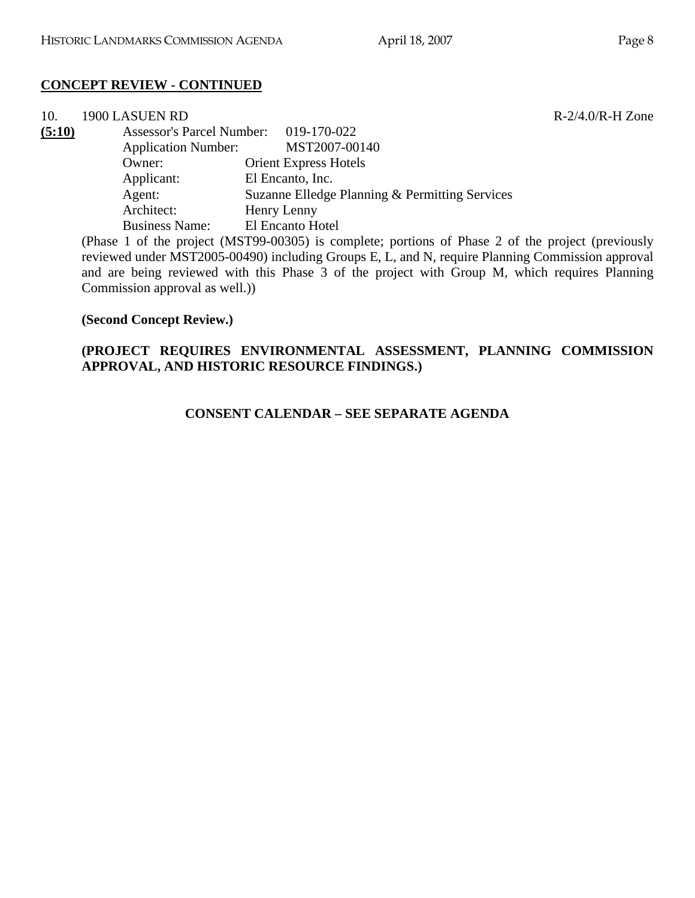**CONCEPT REVIEW - CONTINUED**

10. 1900 LASUEN RD R-2/4.0/R-H Zone

**(5:10)**

Assessor's Parcel Number: 019-170-022
Application Number: MST2007-00140
Owner: Orient Express Hotels
Applicant: El Encanto, Inc.
Agent: Suzanne Elledge Planning & Permitting Services
Architect: Henry Lenny
Business Name: El Encanto Hotel

(Phase 1 of the project (MST99-00305) is complete; portions of Phase 2 of the project (previously reviewed under MST2005-00490) including Groups E, L, and N, require Planning Commission approval and are being reviewed with this Phase 3 of the project with Group M, which requires Planning Commission approval as well.))

**(Second Concept Review.)**

**(PROJECT REQUIRES ENVIRONMENTAL ASSESSMENT, PLANNING COMMISSION APPROVAL, AND HISTORIC RESOURCE FINDINGS.)**

**CONSENT CALENDAR – SEE SEPARATE AGENDA**